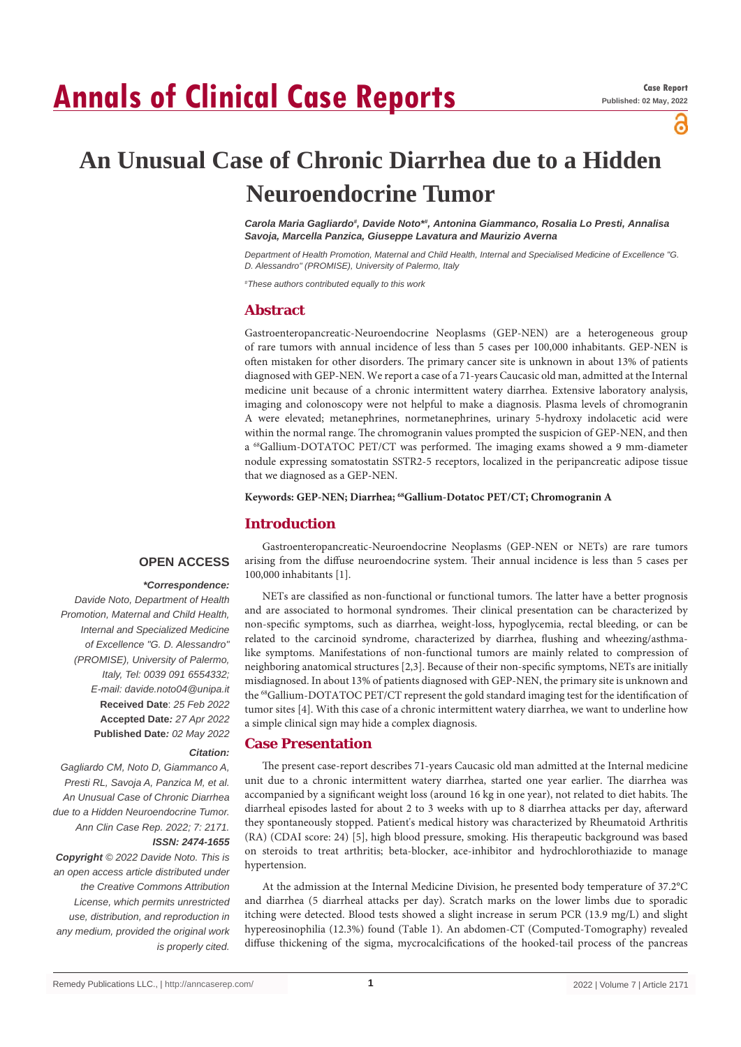Annals of Clinical Case Reports

Case Report
Published: 02 May, 2022

# An Unusual Case of Chronic Diarrhea due to a Hidden Neuroendocrine Tumor

*Carola Maria Gagliardo[#], Davide Noto*[#], Antonina Giammanco, Rosalia Lo Presti, Annalisa Savoja, Marcella Panzica, Giuseppe Lavatura and Maurizio Averna*

*Department of Health Promotion, Maternal and Child Health, Internal and Specialised Medicine of Excellence "G. D. Alessandro" (PROMISE), University of Palermo, Italy*

*[#]These authors contributed equally to this work*

## Abstract

Gastroenteropancreatic-Neuroendocrine Neoplasms (GEP-NEN) are a heterogeneous group of rare tumors with annual incidence of less than 5 cases per 100,000 inhabitants. GEP-NEN is often mistaken for other disorders. The primary cancer site is unknown in about 13% of patients diagnosed with GEP-NEN. We report a case of a 71-years Caucasic old man, admitted at the Internal medicine unit because of a chronic intermittent watery diarrhea. Extensive laboratory analysis, imaging and colonoscopy were not helpful to make a diagnosis. Plasma levels of chromogranin A were elevated; metanephrines, normetanephrines, urinary 5-hydroxy indolacetic acid were within the normal range. The chromogranin values prompted the suspicion of GEP-NEN, and then a $^{68}$Gallium-DOTATOC PET/CT was performed. The imaging exams showed a 9 mm-diameter nodule expressing somatostatin SSTR2-5 receptors, localized in the peripancreatic adipose tissue that we diagnosed as a GEP-NEN.

**Keywords: GEP-NEN; Diarrhea; $^{68}$Gallium-Dotatoc PET/CT; Chromogranin A**

**OPEN ACCESS**

***Correspondence:***

*Davide Noto, Department of Health Promotion, Maternal and Child Health, Internal and Specialized Medicine of Excellence "G. D. Alessandro" (PROMISE), University of Palermo, Italy, Tel: 0039 091 6554332; E-mail: davide.noto04@unipa.it*

**Received Date**: *25 Feb 2022*
**Accepted Date***: 27 Apr 2022*
**Published Date***: 02 May 2022*

***Citation:***

*Gagliardo CM, Noto D, Giammanco A, Presti RL, Savoja A, Panzica M, et al. An Unusual Case of Chronic Diarrhea due to a Hidden Neuroendocrine Tumor. Ann Clin Case Rep. 2022; 7: 2171.*

***ISSN: 2474-1655***

***Copyright** © 2022 Davide Noto. This is an open access article distributed under the Creative Commons Attribution License, which permits unrestricted use, distribution, and reproduction in any medium, provided the original work is properly cited.*

## Introduction

Gastroenteropancreatic-Neuroendocrine Neoplasms (GEP-NEN or NETs) are rare tumors arising from the diffuse neuroendocrine system. Their annual incidence is less than 5 cases per 100,000 inhabitants [1].

NETs are classified as non-functional or functional tumors. The latter have a better prognosis and are associated to hormonal syndromes. Their clinical presentation can be characterized by non-specific symptoms, such as diarrhea, weight-loss, hypoglycemia, rectal bleeding, or can be related to the carcinoid syndrome, characterized by diarrhea, flushing and wheezing/asthma-like symptoms. Manifestations of non-functional tumors are mainly related to compression of neighboring anatomical structures [2,3]. Because of their non-specific symptoms, NETs are initially misdiagnosed. In about 13% of patients diagnosed with GEP-NEN, the primary site is unknown and the $^{68}$Gallium-DOTATOC PET/CT represent the gold standard imaging test for the identification of tumor sites [4]. With this case of a chronic intermittent watery diarrhea, we want to underline how a simple clinical sign may hide a complex diagnosis.

## Case Presentation

The present case-report describes 71-years Caucasic old man admitted at the Internal medicine unit due to a chronic intermittent watery diarrhea, started one year earlier. The diarrhea was accompanied by a significant weight loss (around 16 kg in one year), not related to diet habits. The diarrheal episodes lasted for about 2 to 3 weeks with up to 8 diarrhea attacks per day, afterward they spontaneously stopped. Patient's medical history was characterized by Rheumatoid Arthritis (RA) (CDAI score: 24) [5], high blood pressure, smoking. His therapeutic background was based on steroids to treat arthritis; beta-blocker, ace-inhibitor and hydrochlorothiazide to manage hypertension.

At the admission at the Internal Medicine Division, he presented body temperature of 37.2°C and diarrhea (5 diarrheal attacks per day). Scratch marks on the lower limbs due to sporadic itching were detected. Blood tests showed a slight increase in serum PCR (13.9 mg/L) and slight hypereosinophilia (12.3%) found (Table 1). An abdomen-CT (Computed-Tomography) revealed diffuse thickening of the sigma, mycrocalcifications of the hooked-tail process of the pancreas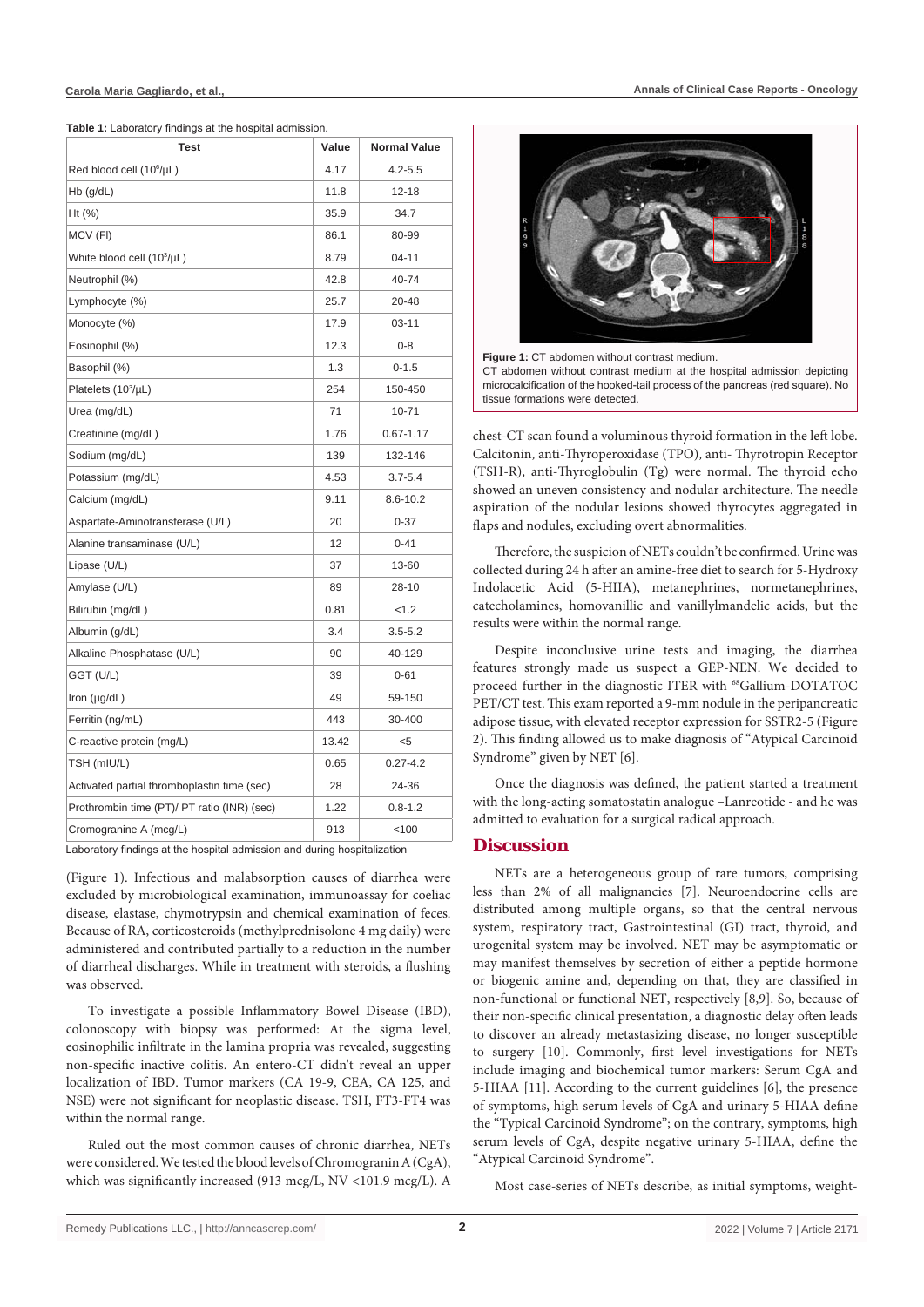**Table 1:** Laboratory findings at the hospital admission.

| Test | Value | Normal Value |
|---|---|---|
| Red blood cell ($10^6$/µL) | 4.17 | 4.2-5.5 |
| Hb (g/dL) | 11.8 | 12-18 |
| Ht (%) | 35.9 | 34.7 |
| MCV (Fl) | 86.1 | 80-99 |
| White blood cell ($10^3$/µL) | 8.79 | 04-11 |
| Neutrophil (%) | 42.8 | 40-74 |
| Lymphocyte (%) | 25.7 | 20-48 |
| Monocyte (%) | 17.9 | 03-11 |
| Eosinophil (%) | 12.3 | 0-8 |
| Basophil (%) | 1.3 | 0-1.5 |
| Platelets ($10^3$/µL) | 254 | 150-450 |
| Urea (mg/dL) | 71 | 10-71 |
| Creatinine (mg/dL) | 1.76 | 0.67-1.17 |
| Sodium (mg/dL) | 139 | 132-146 |
| Potassium (mg/dL) | 4.53 | 3.7-5.4 |
| Calcium (mg/dL) | 9.11 | 8.6-10.2 |
| Aspartate-Aminotransferase (U/L) | 20 | 0-37 |
| Alanine transaminase (U/L) | 12 | 0-41 |
| Lipase (U/L) | 37 | 13-60 |
| Amylase (U/L) | 89 | 28-10 |
| Bilirubin (mg/dL) | 0.81 | <1.2 |
| Albumin (g/dL) | 3.4 | 3.5-5.2 |
| Alkaline Phosphatase (U/L) | 90 | 40-129 |
| GGT (U/L) | 39 | 0-61 |
| Iron (µg/dL) | 49 | 59-150 |
| Ferritin (ng/mL) | 443 | 30-400 |
| C-reactive protein (mg/L) | 13.42 | <5 |
| TSH (mIU/L) | 0.65 | 0.27-4.2 |
| Activated partial thromboplastin time (sec) | 28 | 24-36 |
| Prothrombin time (PT)/ PT ratio (INR) (sec) | 1.22 | 0.8-1.2 |
| Cromogranine A (mcg/L) | 913 | <100 |

Laboratory findings at the hospital admission and during hospitalization

(Figure 1). Infectious and malabsorption causes of diarrhea were excluded by microbiological examination, immunoassay for coeliac disease, elastase, chymotrypsin and chemical examination of feces. Because of RA, corticosteroids (methylprednisolone 4 mg daily) were administered and contributed partially to a reduction in the number of diarrheal discharges. While in treatment with steroids, a flushing was observed.

To investigate a possible Inflammatory Bowel Disease (IBD), colonoscopy with biopsy was performed: At the sigma level, eosinophilic infiltrate in the lamina propria was revealed, suggesting non-specific inactive colitis. An entero-CT didn't reveal an upper localization of IBD. Tumor markers (CA 19-9, CEA, CA 125, and NSE) were not significant for neoplastic disease. TSH, FT3-FT4 was within the normal range.

Ruled out the most common causes of chronic diarrhea, NETs were considered. We tested the blood levels of Chromogranin A (CgA), which was significantly increased (913 mcg/L, NV <101.9 mcg/L). A

**Figure 1:** CT abdomen without contrast medium.
CT abdomen without contrast medium at the hospital admission depicting microcalcification of the hooked-tail process of the pancreas (red square). No tissue formations were detected.

chest-CT scan found a voluminous thyroid formation in the left lobe. Calcitonin, anti-Thyroperoxidase (TPO), anti- Thyrotropin Receptor (TSH-R), anti-Thyroglobulin (Tg) were normal. The thyroid echo showed an uneven consistency and nodular architecture. The needle aspiration of the nodular lesions showed thyrocytes aggregated in flaps and nodules, excluding overt abnormalities.

Therefore, the suspicion of NETs couldn't be confirmed. Urine was collected during 24 h after an amine-free diet to search for 5-Hydroxy Indolacetic Acid (5-HIIA), metanephrines, normetanephrines, catecholamines, homovanillic and vanillylmandelic acids, but the results were within the normal range.

Despite inconclusive urine tests and imaging, the diarrhea features strongly made us suspect a GEP-NEN. We decided to proceed further in the diagnostic ITER with [68]Gallium-DOTATOC PET/CT test. This exam reported a 9-mm nodule in the peripancreatic adipose tissue, with elevated receptor expression for SSTR2-5 (Figure 2). This finding allowed us to make diagnosis of "Atypical Carcinoid Syndrome" given by NET [6].

Once the diagnosis was defined, the patient started a treatment with the long-acting somatostatin analogue –Lanreotide - and he was admitted to evaluation for a surgical radical approach.

## Discussion

NETs are a heterogeneous group of rare tumors, comprising less than 2% of all malignancies [7]. Neuroendocrine cells are distributed among multiple organs, so that the central nervous system, respiratory tract, Gastrointestinal (GI) tract, thyroid, and urogenital system may be involved. NET may be asymptomatic or may manifest themselves by secretion of either a peptide hormone or biogenic amine and, depending on that, they are classified in non-functional or functional NET, respectively [8,9]. So, because of their non-specific clinical presentation, a diagnostic delay often leads to discover an already metastasizing disease, no longer susceptible to surgery [10]. Commonly, first level investigations for NETs include imaging and biochemical tumor markers: Serum CgA and 5-HIAA [11]. According to the current guidelines [6], the presence of symptoms, high serum levels of CgA and urinary 5-HIAA define the "Typical Carcinoid Syndrome"; on the contrary, symptoms, high serum levels of CgA, despite negative urinary 5-HIAA, define the "Atypical Carcinoid Syndrome".

Most case-series of NETs describe, as initial symptoms, weight-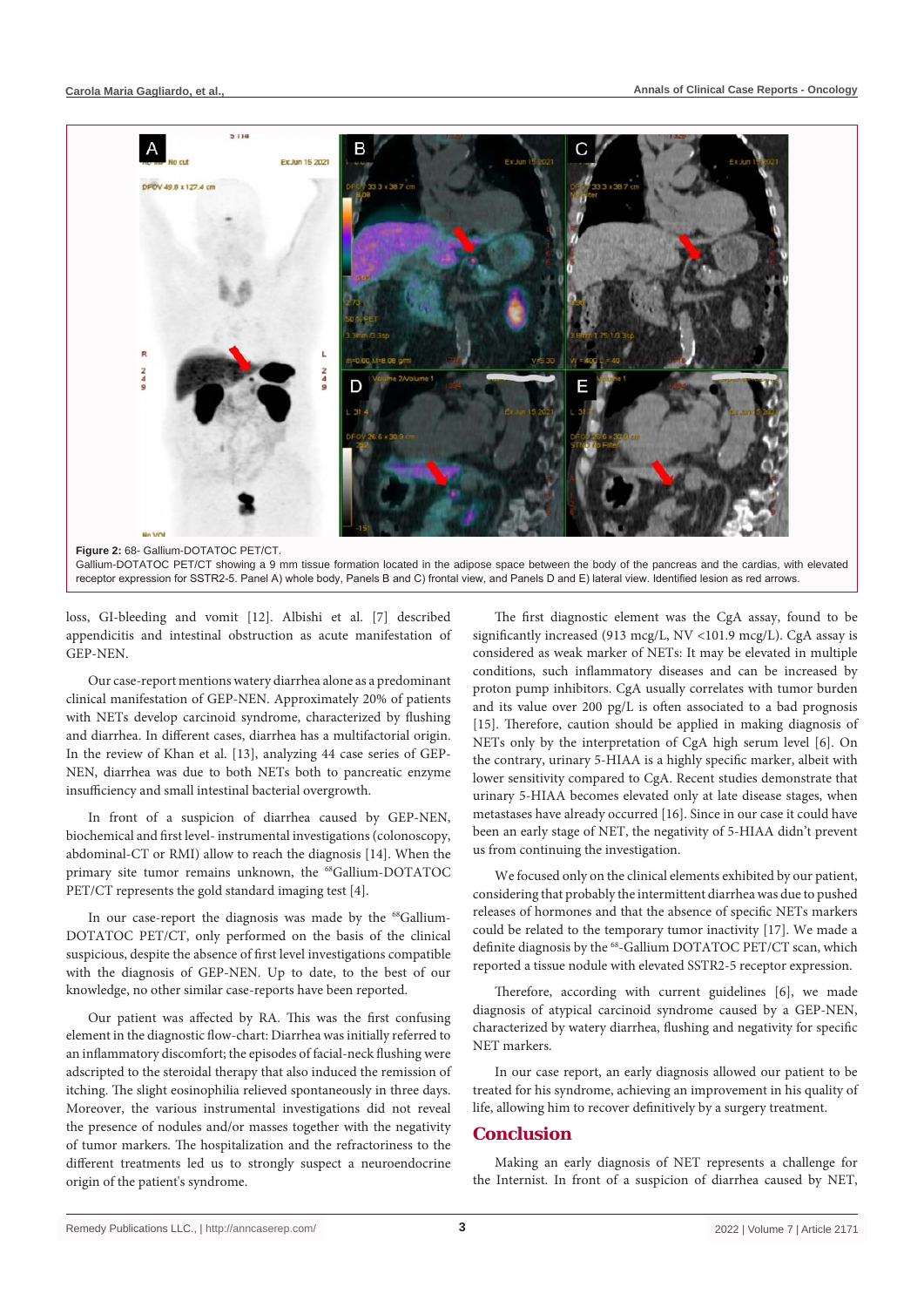**Figure 2:** 68- Gallium-DOTATOC PET/CT.
Gallium-DOTATOC PET/CT showing a 9 mm tissue formation located in the adipose space between the body of the pancreas and the cardias, with elevated receptor expression for SSTR2-5. Panel A) whole body, Panels B and C) frontal view, and Panels D and E) lateral view. Identified lesion as red arrows.

loss, GI-bleeding and vomit [12]. Albishi et al. [7] described appendicitis and intestinal obstruction as acute manifestation of GEP-NEN.

Our case-report mentions watery diarrhea alone as a predominant clinical manifestation of GEP-NEN. Approximately 20% of patients with NETs develop carcinoid syndrome, characterized by flushing and diarrhea. In different cases, diarrhea has a multifactorial origin. In the review of Khan et al. [13], analyzing 44 case series of GEP-NEN, diarrhea was due to both NETs both to pancreatic enzyme insufficiency and small intestinal bacterial overgrowth.

In front of a suspicion of diarrhea caused by GEP-NEN, biochemical and first level- instrumental investigations (colonoscopy, abdominal-CT or RMI) allow to reach the diagnosis [14]. When the primary site tumor remains unknown, the $^{68}$Gallium-DOTATOC PET/CT represents the gold standard imaging test [4].

In our case-report the diagnosis was made by the $^{68}$Gallium-DOTATOC PET/CT, only performed on the basis of the clinical suspicious, despite the absence of first level investigations compatible with the diagnosis of GEP-NEN. Up to date, to the best of our knowledge, no other similar case-reports have been reported.

Our patient was affected by RA. This was the first confusing element in the diagnostic flow-chart: Diarrhea was initially referred to an inflammatory discomfort; the episodes of facial-neck flushing were adscripted to the steroidal therapy that also induced the remission of itching. The slight eosinophilia relieved spontaneously in three days. Moreover, the various instrumental investigations did not reveal the presence of nodules and/or masses together with the negativity of tumor markers. The hospitalization and the refractoriness to the different treatments led us to strongly suspect a neuroendocrine origin of the patient's syndrome.

The first diagnostic element was the CgA assay, found to be significantly increased (913 mcg/L, NV <101.9 mcg/L). CgA assay is considered as weak marker of NETs: It may be elevated in multiple conditions, such inflammatory diseases and can be increased by proton pump inhibitors. CgA usually correlates with tumor burden and its value over 200 pg/L is often associated to a bad prognosis [15]. Therefore, caution should be applied in making diagnosis of NETs only by the interpretation of CgA high serum level [6]. On the contrary, urinary 5-HIAA is a highly specific marker, albeit with lower sensitivity compared to CgA. Recent studies demonstrate that urinary 5-HIAA becomes elevated only at late disease stages, when metastases have already occurred [16]. Since in our case it could have been an early stage of NET, the negativity of 5-HIAA didn't prevent us from continuing the investigation.

We focused only on the clinical elements exhibited by our patient, considering that probably the intermittent diarrhea was due to pushed releases of hormones and that the absence of specific NETs markers could be related to the temporary tumor inactivity [17]. We made a definite diagnosis by the $^{68}$-Gallium DOTATOC PET/CT scan, which reported a tissue nodule with elevated SSTR2-5 receptor expression.

Therefore, according with current guidelines [6], we made diagnosis of atypical carcinoid syndrome caused by a GEP-NEN, characterized by watery diarrhea, flushing and negativity for specific NET markers.

In our case report, an early diagnosis allowed our patient to be treated for his syndrome, achieving an improvement in his quality of life, allowing him to recover definitively by a surgery treatment.

## Conclusion

Making an early diagnosis of NET represents a challenge for the Internist. In front of a suspicion of diarrhea caused by NET,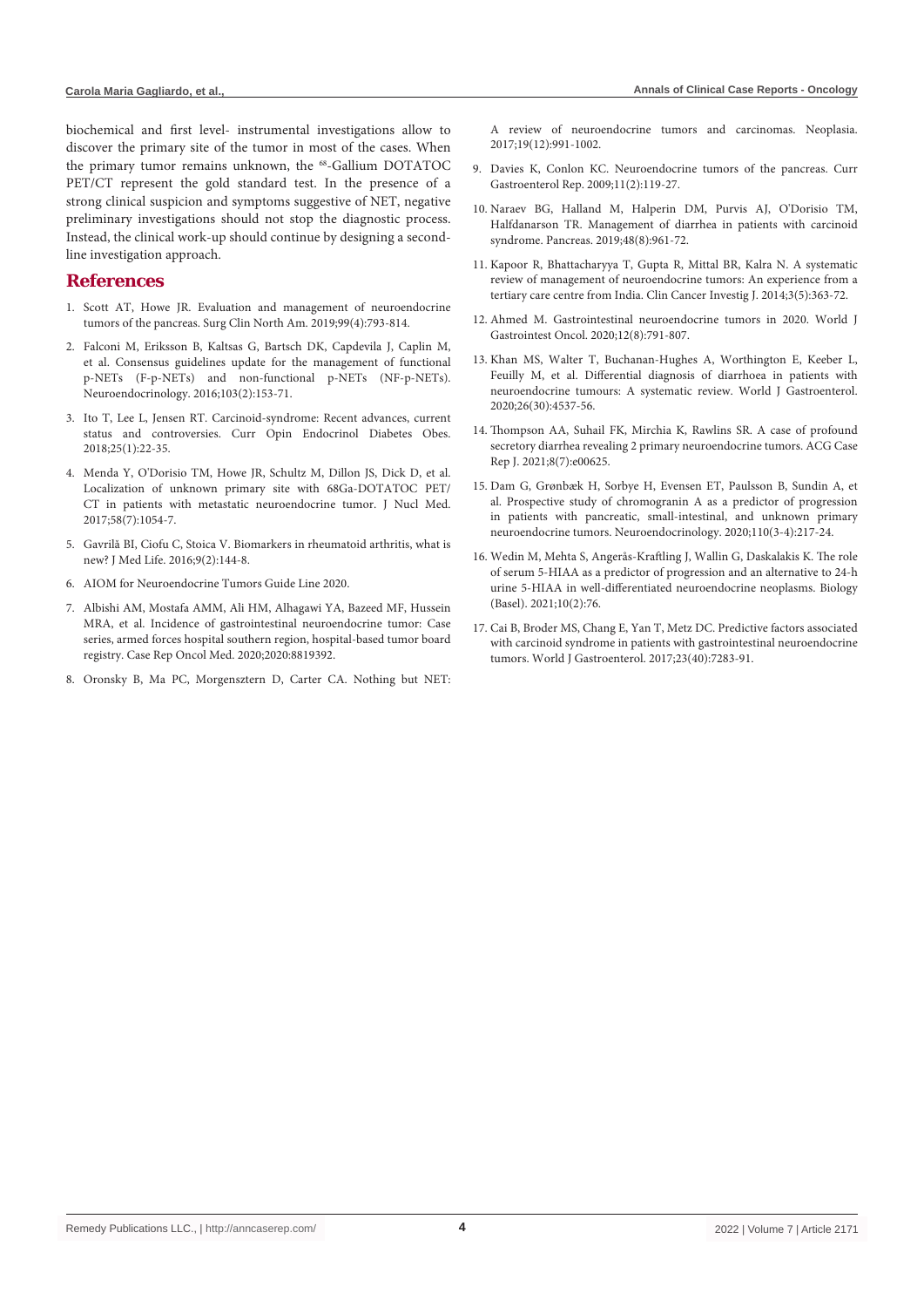biochemical and first level- instrumental investigations allow to discover the primary site of the tumor in most of the cases. When the primary tumor remains unknown, the $^{68}$-Gallium DOTATOC PET/CT represent the gold standard test. In the presence of a strong clinical suspicion and symptoms suggestive of NET, negative preliminary investigations should not stop the diagnostic process. Instead, the clinical work-up should continue by designing a second-line investigation approach.

## References

1. Scott AT, Howe JR. Evaluation and management of neuroendocrine tumors of the pancreas. Surg Clin North Am. 2019;99(4):793-814.
2. Falconi M, Eriksson B, Kaltsas G, Bartsch DK, Capdevila J, Caplin M, et al. Consensus guidelines update for the management of functional p-NETs (F-p-NETs) and non-functional p-NETs (NF-p-NETs). Neuroendocrinology. 2016;103(2):153-71.
3. Ito T, Lee L, Jensen RT. Carcinoid-syndrome: Recent advances, current status and controversies. Curr Opin Endocrinol Diabetes Obes. 2018;25(1):22-35.
4. Menda Y, O'Dorisio TM, Howe JR, Schultz M, Dillon JS, Dick D, et al. Localization of unknown primary site with 68Ga-DOTATOC PET/CT in patients with metastatic neuroendocrine tumor. J Nucl Med. 2017;58(7):1054-7.
5. Gavrilă BI, Ciofu C, Stoica V. Biomarkers in rheumatoid arthritis, what is new? J Med Life. 2016;9(2):144-8.
6. AIOM for Neuroendocrine Tumors Guide Line 2020.
7. Albishi AM, Mostafa AMM, Ali HM, Alhagawi YA, Bazeed MF, Hussein MRA, et al. Incidence of gastrointestinal neuroendocrine tumor: Case series, armed forces hospital southern region, hospital-based tumor board registry. Case Rep Oncol Med. 2020;2020:8819392.
8. Oronsky B, Ma PC, Morgensztern D, Carter CA. Nothing but NET: A review of neuroendocrine tumors and carcinomas. Neoplasia. 2017;19(12):991-1002.
9. Davies K, Conlon KC. Neuroendocrine tumors of the pancreas. Curr Gastroenterol Rep. 2009;11(2):119-27.
10. Naraev BG, Halland M, Halperin DM, Purvis AJ, O'Dorisio TM, Halfdanarson TR. Management of diarrhea in patients with carcinoid syndrome. Pancreas. 2019;48(8):961-72.
11. Kapoor R, Bhattacharyya T, Gupta R, Mittal BR, Kalra N. A systematic review of management of neuroendocrine tumors: An experience from a tertiary care centre from India. Clin Cancer Investig J. 2014;3(5):363-72.
12. Ahmed M. Gastrointestinal neuroendocrine tumors in 2020. World J Gastrointest Oncol. 2020;12(8):791-807.
13. Khan MS, Walter T, Buchanan-Hughes A, Worthington E, Keeber L, Feuilly M, et al. Differential diagnosis of diarrhoea in patients with neuroendocrine tumours: A systematic review. World J Gastroenterol. 2020;26(30):4537-56.
14. Thompson AA, Suhail FK, Mirchia K, Rawlins SR. A case of profound secretory diarrhea revealing 2 primary neuroendocrine tumors. ACG Case Rep J. 2021;8(7):e00625.
15. Dam G, Grønbæk H, Sorbye H, Evensen ET, Paulsson B, Sundin A, et al. Prospective study of chromogranin A as a predictor of progression in patients with pancreatic, small-intestinal, and unknown primary neuroendocrine tumors. Neuroendocrinology. 2020;110(3-4):217-24.
16. Wedin M, Mehta S, Angerås-Kraftling J, Wallin G, Daskalakis K. The role of serum 5-HIAA as a predictor of progression and an alternative to 24-h urine 5-HIAA in well-differentiated neuroendocrine neoplasms. Biology (Basel). 2021;10(2):76.
17. Cai B, Broder MS, Chang E, Yan T, Metz DC. Predictive factors associated with carcinoid syndrome in patients with gastrointestinal neuroendocrine tumors. World J Gastroenterol. 2017;23(40):7283-91.